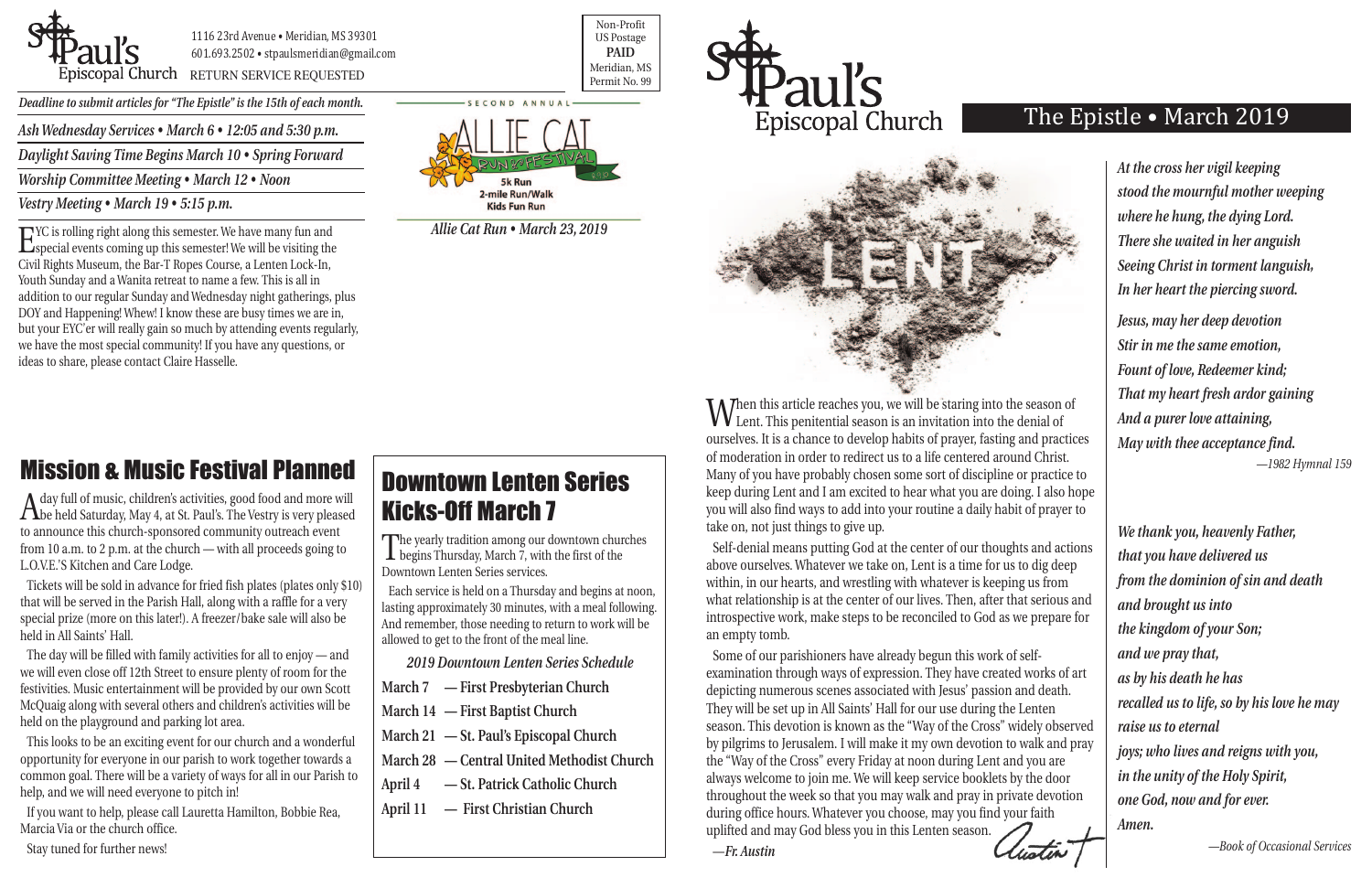St. Paul's Episcopal Church

1116 23rd Avenue • Meridian, MS 39301
601.693.2502 • stpaulsmeridian@gmail.com
RETURN SERVICE REQUESTED

Non-Profit
US Postage
**PAID**
Meridian, MS
Permit No. 99

*Deadline to submit articles for "The Epistle" is the 15th of each month.*

*Ash Wednesday Services • March 6 • 12:05 and 5:30 p.m.*

*Daylight Saving Time Begins March 10 • Spring Forward*

*Worship Committee Meeting • March 12 • Noon*

*Vestry Meeting • March 19 • 5:15 p.m.*

SECOND ANNUAL ALLIE CAT RUN & FESTIVAL
5k Run
2-mile Run/Walk
Kids Fun Run

*Allie Cat Run • March 23, 2019*

EYC is rolling right along this semester. We have many fun and special events coming up this semester! We will be visiting the Civil Rights Museum, the Bar-T Ropes Course, a Lenten Lock-In, Youth Sunday and a Wanita retreat to name a few. This is all in addition to our regular Sunday and Wednesday night gatherings, plus DOY and Happening! Whew! I know these are busy times we are in, but your EYC'er will really gain so much by attending events regularly, we have the most special community! If you have any questions, or ideas to share, please contact Claire Hasselle.

## Mission & Music Festival Planned

A day full of music, children's activities, good food and more will be held Saturday, May 4, at St. Paul's. The Vestry is very pleased to announce this church-sponsored community outreach event from 10 a.m. to 2 p.m. at the church — with all proceeds going to L.O.V.E.'S Kitchen and Care Lodge.

Tickets will be sold in advance for fried fish plates (plates only $10) that will be served in the Parish Hall, along with a raffle for a very special prize (more on this later!). A freezer/bake sale will also be held in All Saints' Hall.

The day will be filled with family activities for all to enjoy — and we will even close off 12th Street to ensure plenty of room for the festivities. Music entertainment will be provided by our own Scott McQuaig along with several others and children's activities will be held on the playground and parking lot area.

This looks to be an exciting event for our church and a wonderful opportunity for everyone in our parish to work together towards a common goal. There will be a variety of ways for all in our Parish to help, and we will need everyone to pitch in!

If you want to help, please call Lauretta Hamilton, Bobbie Rea, Marcia Via or the church office.

Stay tuned for further news!

## Downtown Lenten Series Kicks-Off March 7

The yearly tradition among our downtown churches begins Thursday, March 7, with the first of the Downtown Lenten Series services.

Each service is held on a Thursday and begins at noon, lasting approximately 30 minutes, with a meal following. And remember, those needing to return to work will be allowed to get to the front of the meal line.

*2019 Downtown Lenten Series Schedule*

**March 7 — First Presbyterian Church**
**March 14 — First Baptist Church**
**March 21 — St. Paul's Episcopal Church**
**March 28 — Central United Methodist Church**
**April 4 — St. Patrick Catholic Church**
**April 11 — First Christian Church**

# St. Paul's Episcopal Church

## The Epistle • March 2019

When this article reaches you, we will be staring into the season of Lent. This penitential season is an invitation into the denial of ourselves. It is a chance to develop habits of prayer, fasting and practices of moderation in order to redirect us to a life centered around Christ. Many of you have probably chosen some sort of discipline or practice to keep during Lent and I am excited to hear what you are doing. I also hope you will also find ways to add into your routine a daily habit of prayer to take on, not just things to give up.

Self-denial means putting God at the center of our thoughts and actions above ourselves. Whatever we take on, Lent is a time for us to dig deep within, in our hearts, and wrestling with whatever is keeping us from what relationship is at the center of our lives. Then, after that serious and introspective work, make steps to be reconciled to God as we prepare for an empty tomb.

Some of our parishioners have already begun this work of self-examination through ways of expression. They have created works of art depicting numerous scenes associated with Jesus' passion and death. They will be set up in All Saints' Hall for our use during the Lenten season. This devotion is known as the "Way of the Cross" widely observed by pilgrims to Jerusalem. I will make it my own devotion to walk and pray the "Way of the Cross" every Friday at noon during Lent and you are always welcome to join me. We will keep service booklets by the door throughout the week so that you may walk and pray in private devotion during office hours. Whatever you choose, may you find your faith uplifted and may God bless you in this Lenten season.

*—Fr. Austin*

*At the cross her vigil keeping*
*stood the mournful mother weeping*
*where he hung, the dying Lord.*
*There she waited in her anguish*
*Seeing Christ in torment languish,*
*In her heart the piercing sword.*

*Jesus, may her deep devotion*
*Stir in me the same emotion,*
*Fount of love, Redeemer kind;*
*That my heart fresh ardor gaining*
*And a purer love attaining,*
*May with thee acceptance find.*

*—1982 Hymnal 159*

*We thank you, heavenly Father,*
*that you have delivered us*
*from the dominion of sin and death*
*and brought us into*
*the kingdom of your Son;*
*and we pray that,*
*as by his death he has*
*recalled us to life, so by his love he may*
*raise us to eternal*
*joys; who lives and reigns with you,*
*in the unity of the Holy Spirit,*
*one God, now and for ever.*
*Amen.*

*—Book of Occasional Services*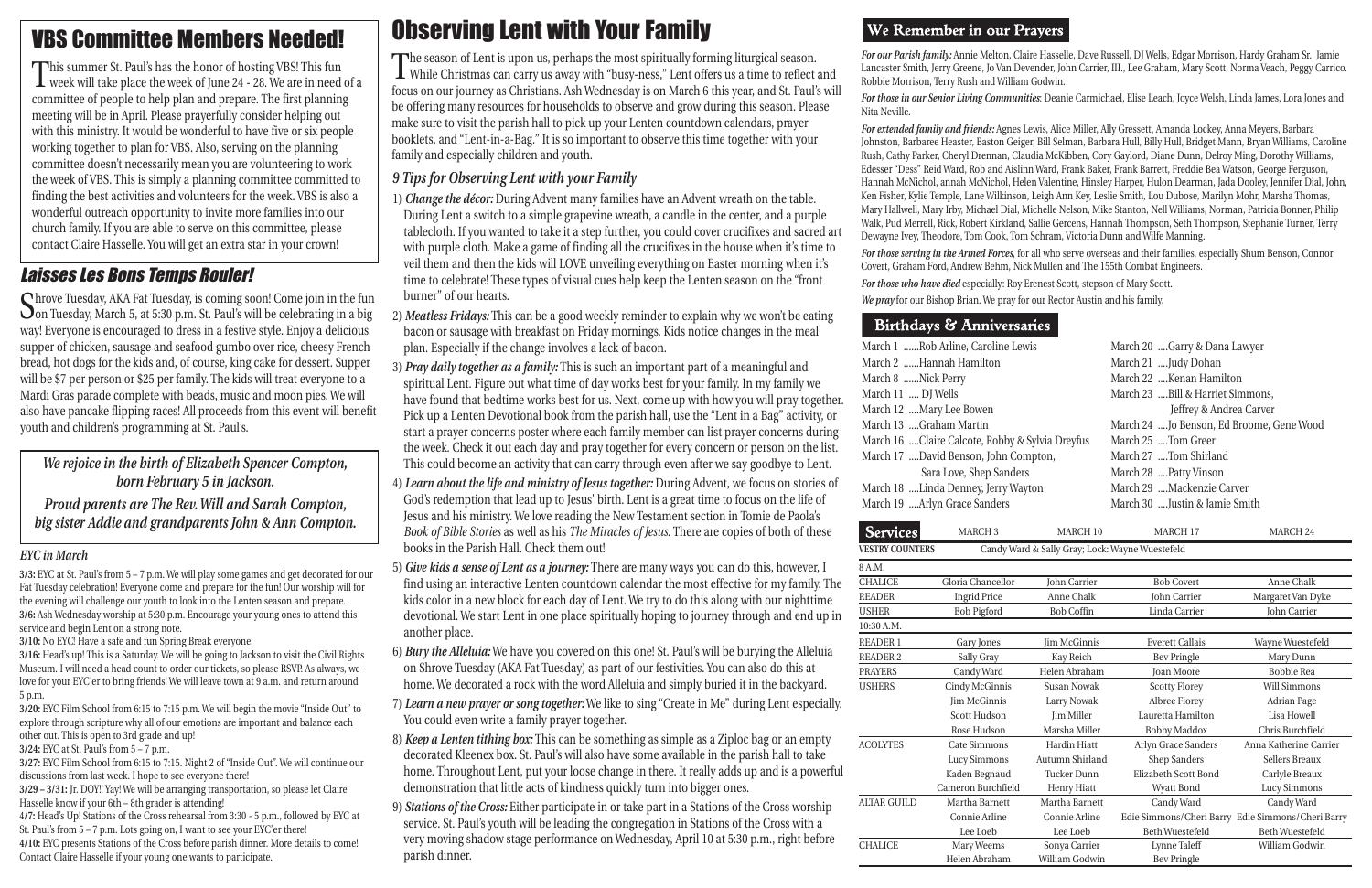# VBS Committee Members Needed!

This summer St. Paul's has the honor of hosting VBS! This fun week will take place the week of June 24 - 28. We are in need of a committee of people to help plan and prepare. The first planning meeting will be in April. Please prayerfully consider helping out with this ministry. It would be wonderful to have five or six people working together to plan for VBS. Also, serving on the planning committee doesn't necessarily mean you are volunteering to work the week of VBS. This is simply a planning committee committed to finding the best activities and volunteers for the week. VBS is also a wonderful outreach opportunity to invite more families into our church family. If you are able to serve on this committee, please contact Claire Hasselle. You will get an extra star in your crown!

## Laisses Les Bons Temps Rouler!

Shrove Tuesday, AKA Fat Tuesday, is coming soon! Come join in the fun on Tuesday, March 5, at 5:30 p.m. St. Paul's will be celebrating in a big way! Everyone is encouraged to dress in a festive style. Enjoy a delicious supper of chicken, sausage and seafood gumbo over rice, cheesy French bread, hot dogs for the kids and, of course, king cake for dessert. Supper will be $7 per person or $25 per family. The kids will treat everyone to a Mardi Gras parade complete with beads, music and moon pies. We will also have pancake flipping races! All proceeds from this event will benefit youth and children's programming at St. Paul's.

*We rejoice in the birth of Elizabeth Spencer Compton, born February 5 in Jackson.*

*Proud parents are The Rev. Will and Sarah Compton, big sister Addie and grandparents John & Ann Compton.*

### EYC in March

**3/3:** EYC at St. Paul's from 5 – 7 p.m. We will play some games and get decorated for our Fat Tuesday celebration! Everyone come and prepare for the fun! Our worship will for the evening will challenge our youth to look into the Lenten season and prepare.

**3/6:** Ash Wednesday worship at 5:30 p.m. Encourage your young ones to attend this service and begin Lent on a strong note.

**3/10:** No EYC! Have a safe and fun Spring Break everyone!

**3/16:** Head's up! This is a Saturday. We will be going to Jackson to visit the Civil Rights Museum. I will need a head count to order our tickets, so please RSVP. As always, we love for your EYC'er to bring friends! We will leave town at 9 a.m. and return around 5 p.m.

**3/20:** EYC Film School from 6:15 to 7:15 p.m. We will begin the movie "Inside Out" to explore through scripture why all of our emotions are important and balance each other out. This is open to 3rd grade and up!

**3/24:** EYC at St. Paul's from 5 – 7 p.m.

**3/27:** EYC Film School from 6:15 to 7:15. Night 2 of "Inside Out". We will continue our discussions from last week. I hope to see everyone there!

**3/29 – 3/31:** Jr. DOY!! Yay! We will be arranging transportation, so please let Claire Hasselle know if your 6th – 8th grader is attending!

**4/7:** Head's Up! Stations of the Cross rehearsal from 3:30 - 5 p.m., followed by EYC at St. Paul's from 5 – 7 p.m. Lots going on, I want to see your EYC'er there!

**4/10:** EYC presents Stations of the Cross before parish dinner. More details to come! Contact Claire Hasselle if your young one wants to participate.

# Observing Lent with Your Family

The season of Lent is upon us, perhaps the most spiritually forming liturgical season. While Christmas can carry us away with "busy-ness," Lent offers us a time to reflect and focus on our journey as Christians. Ash Wednesday is on March 6 this year, and St. Paul's will be offering many resources for households to observe and grow during this season. Please make sure to visit the parish hall to pick up your Lenten countdown calendars, prayer booklets, and "Lent-in-a-Bag." It is so important to observe this time together with your family and especially children and youth.

### 9 Tips for Observing Lent with your Family

1) ***Change the décor:*** During Advent many families have an Advent wreath on the table. During Lent a switch to a simple grapevine wreath, a candle in the center, and a purple tablecloth. If you wanted to take it a step further, you could cover crucifixes and sacred art with purple cloth. Make a game of finding all the crucifixes in the house when it's time to veil them and then the kids will LOVE unveiling everything on Easter morning when it's time to celebrate! These types of visual cues help keep the Lenten season on the "front burner" of our hearts.
2) ***Meatless Fridays:*** This can be a good weekly reminder to explain why we won't be eating bacon or sausage with breakfast on Friday mornings. Kids notice changes in the meal plan. Especially if the change involves a lack of bacon.
3) ***Pray daily together as a family:*** This is such an important part of a meaningful and spiritual Lent. Figure out what time of day works best for your family. In my family we have found that bedtime works best for us. Next, come up with how you will pray together. Pick up a Lenten Devotional book from the parish hall, use the "Lent in a Bag" activity, or start a prayer concerns poster where each family member can list prayer concerns during the week. Check it out each day and pray together for every concern or person on the list. This could become an activity that can carry through even after we say goodbye to Lent.
4) ***Learn about the life and ministry of Jesus together:*** During Advent, we focus on stories of God's redemption that lead up to Jesus' birth. Lent is a great time to focus on the life of Jesus and his ministry. We love reading the New Testament section in Tomie de Paola's *Book of Bible Stories* as well as his *The Miracles of Jesus.* There are copies of both of these books in the Parish Hall. Check them out!
5) ***Give kids a sense of Lent as a journey:*** There are many ways you can do this, however, I find using an interactive Lenten countdown calendar the most effective for my family. The kids color in a new block for each day of Lent. We try to do this along with our nighttime devotional. We start Lent in one place spiritually hoping to journey through and end up in another place.
6) ***Bury the Alleluia:*** We have you covered on this one! St. Paul's will be burying the Alleluia on Shrove Tuesday (AKA Fat Tuesday) as part of our festivities. You can also do this at home. We decorated a rock with the word Alleluia and simply buried it in the backyard.
7) ***Learn a new prayer or song together:*** We like to sing "Create in Me" during Lent especially. You could even write a family prayer together.
8) ***Keep a Lenten tithing box:*** This can be something as simple as a Ziploc bag or an empty decorated Kleenex box. St. Paul's will also have some available in the parish hall to take home. Throughout Lent, put your loose change in there. It really adds up and is a powerful demonstration that little acts of kindness quickly turn into bigger ones.
9) ***Stations of the Cross:*** Either participate in or take part in a Stations of the Cross worship service. St. Paul's youth will be leading the congregation in Stations of the Cross with a very moving shadow stage performance on Wednesday, April 10 at 5:30 p.m., right before parish dinner.

## We Remember in our Prayers

***For our Parish family:*** Annie Melton, Claire Hasselle, Dave Russell, DJ Wells, Edgar Morrison, Hardy Graham Sr., Jamie Lancaster Smith, Jerry Greene, Jo Van Devender, John Carrier, III., Lee Graham, Mary Scott, Norma Veach, Peggy Carrico. Robbie Morrison, Terry Rush and William Godwin.

***For those in our Senior Living Communities:*** Deanie Carmichael, Elise Leach, Joyce Welsh, Linda James, Lora Jones and Nita Neville.

***For extended family and friends:*** Agnes Lewis, Alice Miller, Ally Gressett, Amanda Lockey, Anna Meyers, Barbara Johnston, Barbaree Heaster, Baston Geiger, Bill Selman, Barbara Hull, Billy Hull, Bridget Mann, Bryan Williams, Caroline Rush, Cathy Parker, Cheryl Drennan, Claudia McKibben, Cory Gaylord, Diane Dunn, Delroy Ming, Dorothy Williams, Edesser "Dess" Reid Ward, Rob and Aislinn Ward, Frank Baker, Frank Barrett, Freddie Bea Watson, George Ferguson, Hannah McNichol, annah McNichol, Helen Valentine, Hinsley Harper, Hulon Dearman, Jada Dooley, Jennifer Dial, John, Ken Fisher, Kylie Temple, Lane Wilkinson, Leigh Ann Key, Leslie Smith, Lou Dubose, Marilyn Mohr, Marsha Thomas, Mary Hallwell, Mary Irby, Michael Dial, Michelle Nelson, Mike Stanton, Nell Williams, Norman, Patricia Bonner, Philip Walk, Pud Merrell, Rick, Robert Kirkland, Sallie Gercens, Hannah Thompson, Seth Thompson, Stephanie Turner, Terry Dewayne Ivey, Theodore, Tom Cook, Tom Schram, Victoria Dunn and Wilfe Manning.

***For those serving in the Armed Forces***, for all who serve overseas and their families, especially Shum Benson, Connor Covert, Graham Ford, Andrew Behm, Nick Mullen and The 155th Combat Engineers.

***For those who have died*** especially: Roy Erenest Scott, stepson of Mary Scott.

***We pray*** for our Bishop Brian. We pray for our Rector Austin and his family.

## Birthdays & Anniversaries

March 1 ......Rob Arline, Caroline Lewis
March 2 ......Hannah Hamilton
March 8 ......Nick Perry
March 11 .... DJ Wells
March 12 ....Mary Lee Bowen
March 13 ....Graham Martin
March 16 ....Claire Calcote, Robby & Sylvia Dreyfus
March 17 ....David Benson, John Compton, Sara Love, Shep Sanders
March 18 ....Linda Denney, Jerry Wayton
March 19 ....Arlyn Grace Sanders
March 20 ....Garry & Dana Lawyer
March 21 ....Judy Dohan
March 22 ....Kenan Hamilton
March 23 ....Bill & Harriet Simmons, Jeffrey & Andrea Carver
March 24 ....Jo Benson, Ed Broome, Gene Wood
March 25 ....Tom Greer
March 27 ....Tom Shirland
March 28 ....Patty Vinson
March 29 ....Mackenzie Carver
March 30 ....Justin & Jamie Smith

## Services

| Services | MARCH 3 | MARCH 10 | MARCH 17 | MARCH 24 |
|---|---|---|---|---|
| VESTRY COUNTERS | Candy Ward & Sally Gray; Lock: Wayne Wuestefeld | | | |
| 8 A.M. | | | | |
| CHALICE | Gloria Chancellor | John Carrier | Bob Covert | Anne Chalk |
| READER | Ingrid Price | Anne Chalk | John Carrier | Margaret Van Dyke |
| USHER | Bob Pigford | Bob Coffin | Linda Carrier | John Carrier |
| 10:30 A.M. | | | | |
| READER 1 | Gary Jones | Jim McGinnis | Everett Callais | Wayne Wuestefeld |
| READER 2 | Sally Gray | Kay Reich | Bev Pringle | Mary Dunn |
| PRAYERS | Candy Ward | Helen Abraham | Joan Moore | Bobbie Rea |
| USHERS | Cindy McGinnis | Susan Nowak | Scotty Florey | Will Simmons |
| | Jim McGinnis | Larry Nowak | Albee Florey | Adrian Page |
| | Scott Hudson | Jim Miller | Lauretta Hamilton | Lisa Howell |
| | Rose Hudson | Marsha Miller | Bobby Maddox | Chris Burchfield |
| ACOLYTES | Cate Simmons | Hardin Hiatt | Arlyn Grace Sanders | Anna Katherine Carrier |
| | Lucy Simmons | Autumn Shirland | Shep Sanders | Sellers Breaux |
| | Kaden Begnaud | Tucker Dunn | Elizabeth Scott Bond | Carlyle Breaux |
| | Cameron Burchfield | Henry Hiatt | Wyatt Bond | Lucy Simmons |
| ALTAR GUILD | Martha Barnett | Martha Barnett | Candy Ward | Candy Ward |
| | Connie Arline | Connie Arline | Edie Simmons/Cheri Barry | Edie Simmons/Cheri Barry |
| | Lee Loeb | Lee Loeb | Beth Wuestefeld | Beth Wuestefeld |
| CHALICE | Mary Weems | Sonya Carrier | Lynne Taleff | William Godwin |
| | Helen Abraham | William Godwin | Bev Pringle | |